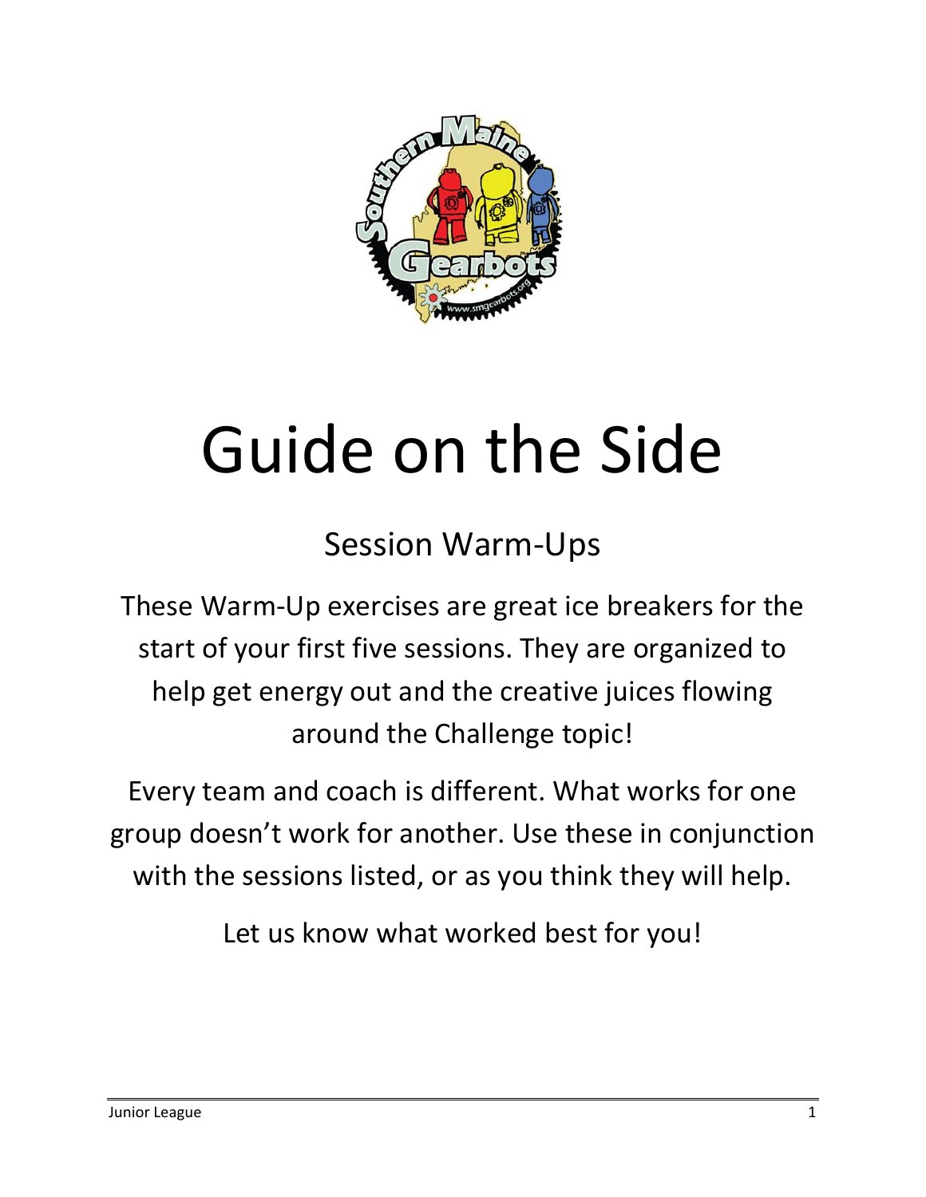# Guide on the Side

## Session Warm-Ups

These Warm-Up exercises are great ice breakers for the start of your first five sessions. They are organized to help get energy out and the creative juices flowing around the Challenge topic!

Every team and coach is different. What works for one group doesn't work for another. Use these in conjunction with the sessions listed, or as you think they will help.

Let us know what worked best for you!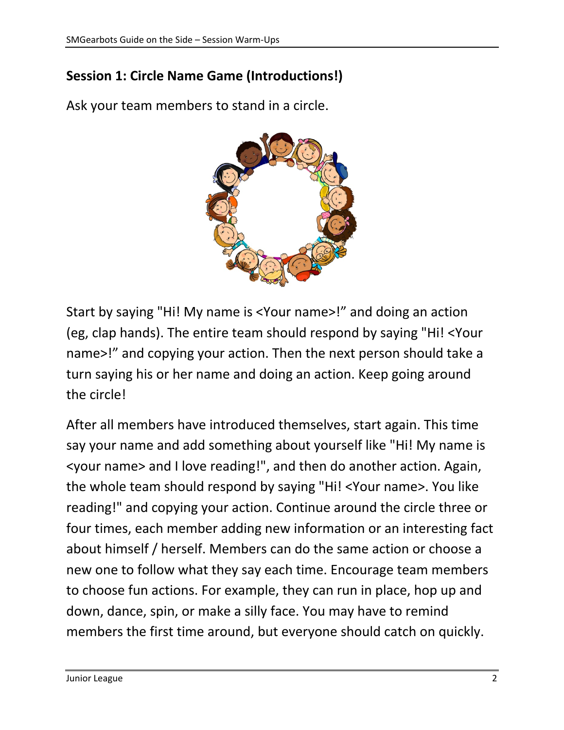## Session 1: Circle Name Game (Introductions!)

Ask your team members to stand in a circle.

Start by saying "Hi! My name is <Your name>!" and doing an action (eg, clap hands). The entire team should respond by saying "Hi! <Your name>!" and copying your action. Then the next person should take a turn saying his or her name and doing an action. Keep going around the circle!

After all members have introduced themselves, start again. This time say your name and add something about yourself like "Hi! My name is <your name> and I love reading!", and then do another action. Again, the whole team should respond by saying "Hi! <Your name>. You like reading!" and copying your action. Continue around the circle three or four times, each member adding new information or an interesting fact about himself / herself. Members can do the same action or choose a new one to follow what they say each time. Encourage team members to choose fun actions. For example, they can run in place, hop up and down, dance, spin, or make a silly face. You may have to remind members the first time around, but everyone should catch on quickly.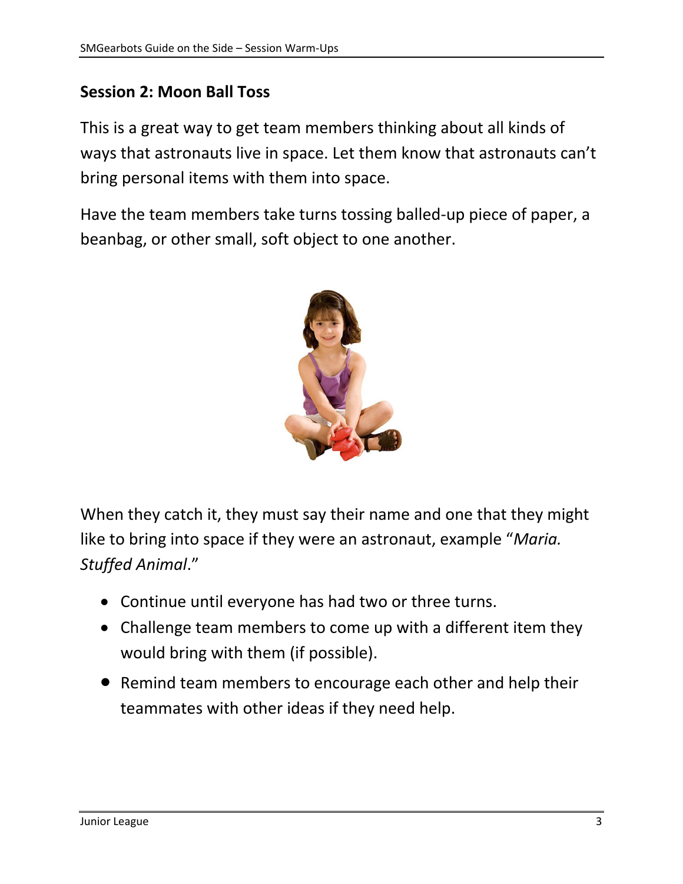## Session 2: Moon Ball Toss

This is a great way to get team members thinking about all kinds of ways that astronauts live in space. Let them know that astronauts can't bring personal items with them into space.

Have the team members take turns tossing balled-up piece of paper, a beanbag, or other small, soft object to one another.

When they catch it, they must say their name and one that they might like to bring into space if they were an astronaut, example "*Maria. Stuffed Animal*."

- Continue until everyone has had two or three turns.
- Challenge team members to come up with a different item they would bring with them (if possible).
- Remind team members to encourage each other and help their teammates with other ideas if they need help.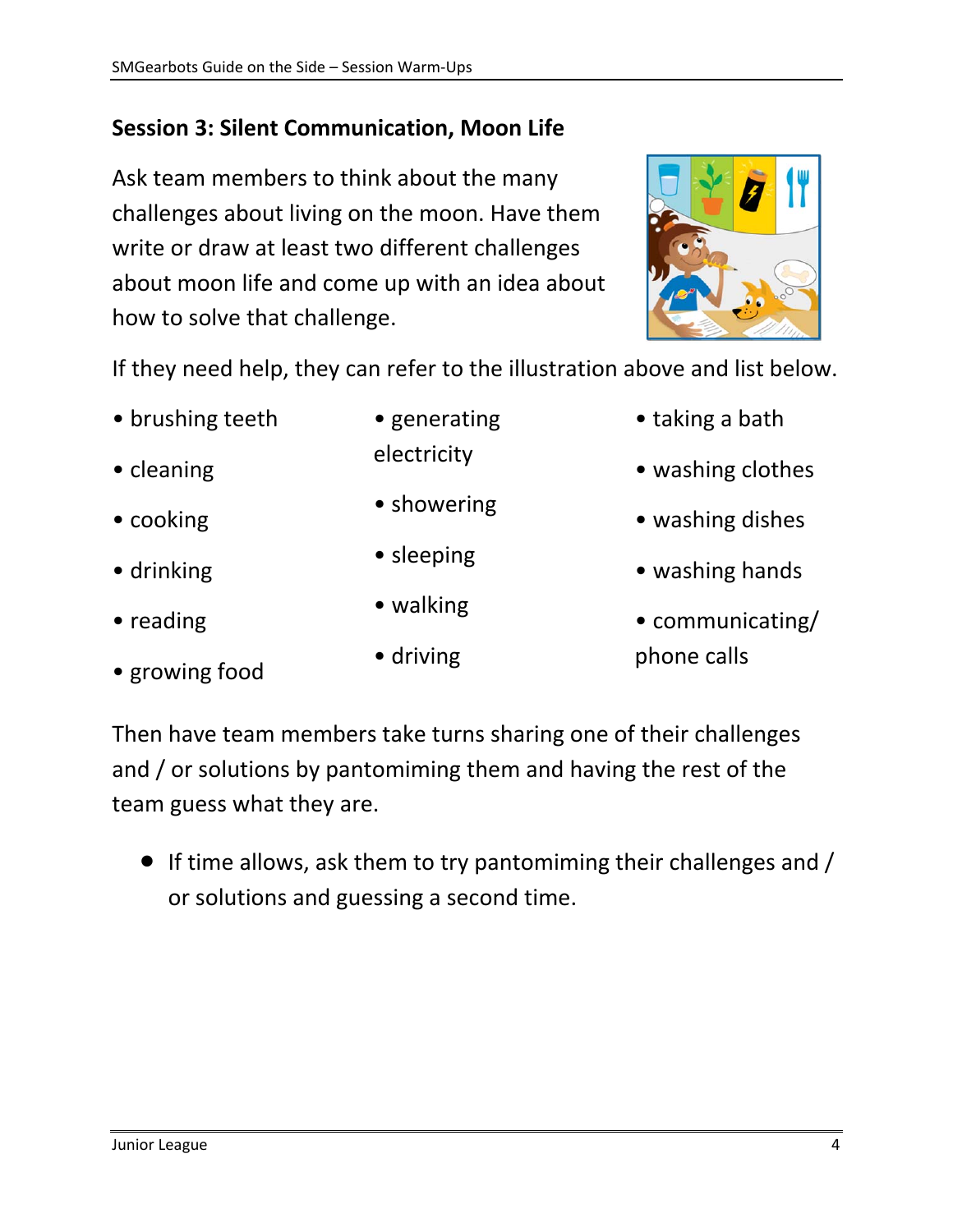## Session 3: Silent Communication, Moon Life

Ask team members to think about the many challenges about living on the moon. Have them write or draw at least two different challenges about moon life and come up with an idea about how to solve that challenge.

If they need help, they can refer to the illustration above and list below.

- brushing teeth
- cleaning
- cooking
- drinking
- reading
- growing food
- generating electricity
- showering
- sleeping
- walking
- driving
- taking a bath
- washing clothes
- washing dishes
- washing hands
- communicating/ phone calls

Then have team members take turns sharing one of their challenges and / or solutions by pantomiming them and having the rest of the team guess what they are.

- If time allows, ask them to try pantomiming their challenges and / or solutions and guessing a second time.